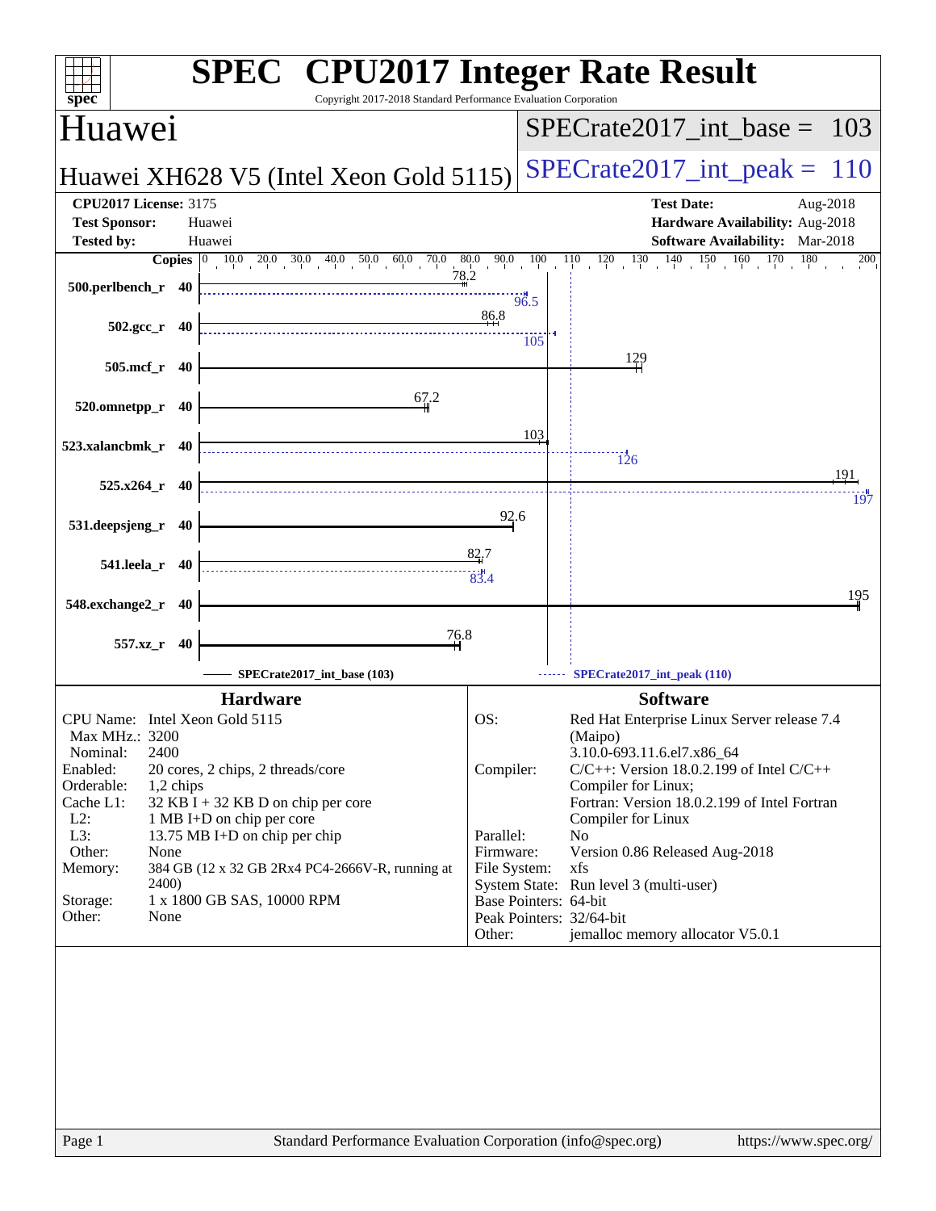# SPEC CPU2017 Integer Rate Result

Copyright 2017-2018 Standard Performance Evaluation Corporation

## Huawei

**Huawei XH628 V5 (Intel Xeon Gold 5115)**

SPECrate2017_int_base = 103

SPECrate2017_int_peak = 110

| | | | |
|---|---|---|---|
| **CPU2017 License:** | 3175 | **Test Date:** | Aug-2018 |
| **Test Sponsor:** | Huawei | **Hardware Availability:** | Aug-2018 |
| **Tested by:** | Huawei | **Software Availability:** | Mar-2018 |

| Benchmark | Copies | Base | Peak |
|---|---|---|---|
| 500.perlbench_r | 40 | 78.2 | 96.5 |
| 502.gcc_r | 40 | 86.8 | 105 |
| 505.mcf_r | 40 | 129 | |
| 520.omnetpp_r | 40 | 67.2 | |
| 523.xalancbmk_r | 40 | 103 | 126 |
| 525.x264_r | 40 | 191 | 197 |
| 531.deepsjeng_r | 40 | 92.6 | |
| 541.leela_r | 40 | 82.7 | 83.4 |
| 548.exchange2_r | 40 | 195 | |
| 557.xz_r | 40 | 76.8 | |

SPECrate2017_int_base (103) — SPECrate2017_int_peak (110)

### Hardware

| | |
|---|---|
| CPU Name: | Intel Xeon Gold 5115 |
| Max MHz.: | 3200 |
| Nominal: | 2400 |
| Enabled: | 20 cores, 2 chips, 2 threads/core |
| Orderable: | 1,2 chips |
| Cache L1: | 32 KB I + 32 KB D on chip per core |
| L2: | 1 MB I+D on chip per core |
| L3: | 13.75 MB I+D on chip per chip |
| Other: | None |
| Memory: | 384 GB (12 x 32 GB 2Rx4 PC4-2666V-R, running at 2400) |
| Storage: | 1 x 1800 GB SAS, 10000 RPM |
| Other: | None |

### Software

| | |
|---|---|
| OS: | Red Hat Enterprise Linux Server release 7.4 (Maipo) 3.10.0-693.11.6.el7.x86_64 |
| Compiler: | C/C++: Version 18.0.2.199 of Intel C/C++ Compiler for Linux; Fortran: Version 18.0.2.199 of Intel Fortran Compiler for Linux |
| Parallel: | No |
| Firmware: | Version 0.86 Released Aug-2018 |
| File System: | xfs |
| System State: | Run level 3 (multi-user) |
| Base Pointers: | 64-bit |
| Peak Pointers: | 32/64-bit |
| Other: | jemalloc memory allocator V5.0.1 |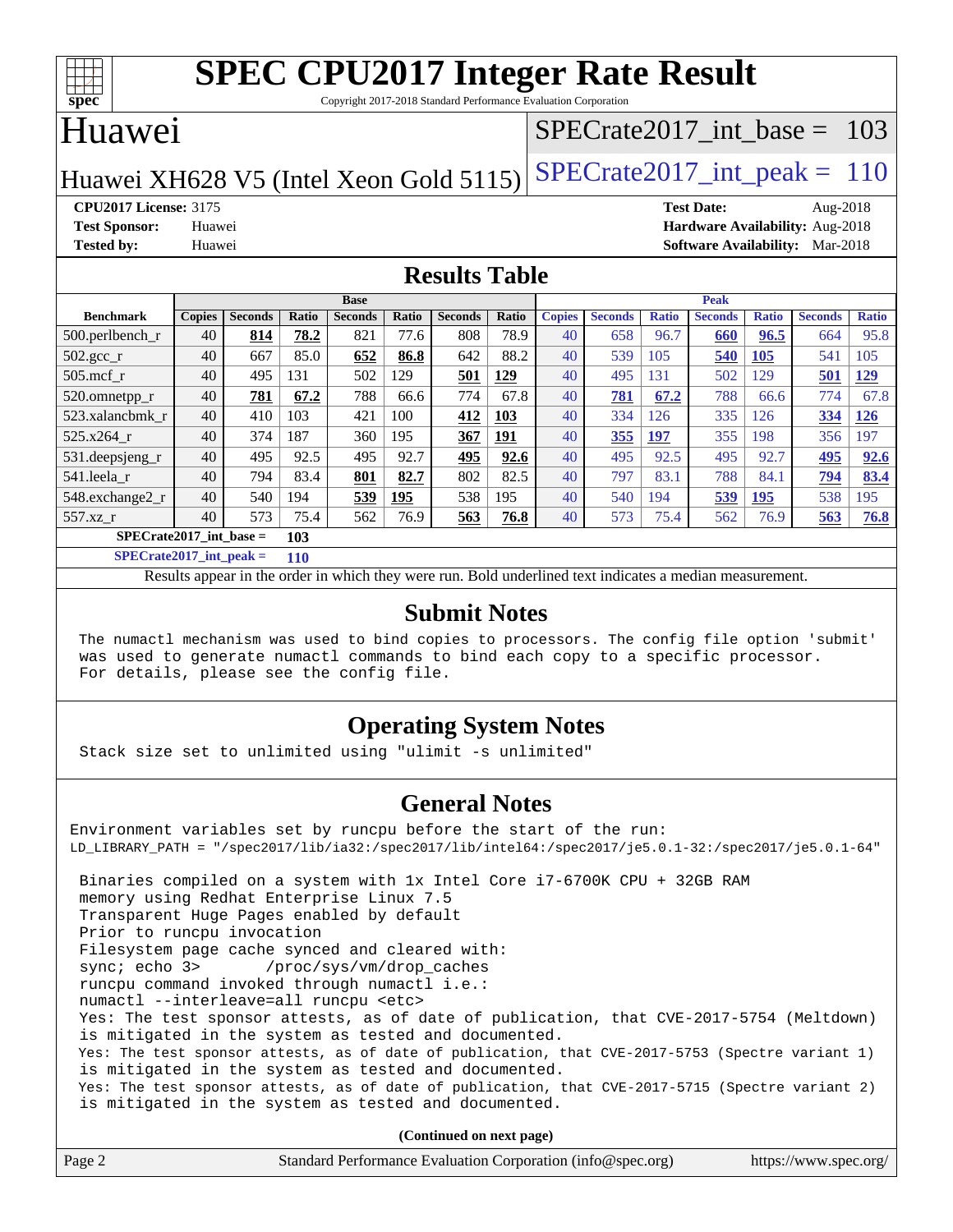# SPEC CPU2017 Integer Rate Result

Copyright 2017-2018 Standard Performance Evaluation Corporation

## Huawei

Huawei XH628 V5 (Intel Xeon Gold 5115)

SPECrate2017_int_base = 103

SPECrate2017_int_peak = 110

**CPU2017 License:** 3175
**Test Sponsor:** Huawei
**Tested by:** Huawei

**Test Date:** Aug-2018
**Hardware Availability:** Aug-2018
**Software Availability:** Mar-2018

## Results Table

| Benchmark | Base | | | | | | | Peak | | | | | | |
|---|---|---|---|---|---|---|---|---|---|---|---|---|---|---|
| | Copies | Seconds | Ratio | Seconds | Ratio | Seconds | Ratio | Copies | Seconds | Ratio | Seconds | Ratio | Seconds | Ratio |
| 500.perlbench_r | 40 | **814** | **78.2** | 821 | 77.6 | 808 | 78.9 | 40 | 658 | 96.7 | **660** | **96.5** | 664 | 95.8 |
| 502.gcc_r | 40 | 667 | 85.0 | **652** | **86.8** | 642 | 88.2 | 40 | 539 | 105 | **540** | **105** | 541 | 105 |
| 505.mcf_r | 40 | 495 | 131 | 502 | 129 | **501** | **129** | 40 | 495 | 131 | 502 | 129 | **501** | **129** |
| 520.omnetpp_r | 40 | **781** | **67.2** | 788 | 66.6 | 774 | 67.8 | 40 | **781** | **67.2** | 788 | 66.6 | 774 | 67.8 |
| 523.xalancbmk_r | 40 | 410 | 103 | 421 | 100 | **412** | **103** | 40 | 334 | 126 | 335 | 126 | **334** | **126** |
| 525.x264_r | 40 | 374 | 187 | 360 | 195 | **367** | **191** | 40 | **355** | **197** | 355 | 198 | 356 | 197 |
| 531.deepsjeng_r | 40 | 495 | 92.5 | 495 | 92.7 | **495** | **92.6** | 40 | 495 | 92.5 | 495 | 92.7 | **495** | **92.6** |
| 541.leela_r | 40 | 794 | 83.4 | **801** | **82.7** | 802 | 82.5 | 40 | 797 | 83.1 | 788 | 84.1 | **794** | **83.4** |
| 548.exchange2_r | 40 | 540 | 194 | **539** | **195** | 538 | 195 | 40 | 540 | 194 | **539** | **195** | 538 | 195 |
| 557.xz_r | 40 | 573 | 75.4 | 562 | 76.9 | **563** | **76.8** | 40 | 573 | 75.4 | 562 | 76.9 | **563** | **76.8** |

**SPECrate2017_int_base = 103**

**SPECrate2017_int_peak = 110**

Results appear in the order in which they were run. Bold underlined text indicates a median measurement.

## Submit Notes

```
The numactl mechanism was used to bind copies to processors. The config file option 'submit'
was used to generate numactl commands to bind each copy to a specific processor.
For details, please see the config file.
```

## Operating System Notes

```
Stack size set to unlimited using "ulimit -s unlimited"
```

## General Notes

```
Environment variables set by runcpu before the start of the run:
LD_LIBRARY_PATH = "/spec2017/lib/ia32:/spec2017/lib/intel64:/spec2017/je5.0.1-32:/spec2017/je5.0.1-64"

 Binaries compiled on a system with 1x Intel Core i7-6700K CPU + 32GB RAM
 memory using Redhat Enterprise Linux 7.5
 Transparent Huge Pages enabled by default
 Prior to runcpu invocation
 Filesystem page cache synced and cleared with:
 sync; echo 3>       /proc/sys/vm/drop_caches
 runcpu command invoked through numactl i.e.:
 numactl --interleave=all runcpu <etc>
 Yes: The test sponsor attests, as of date of publication, that CVE-2017-5754 (Meltdown)
 is mitigated in the system as tested and documented.
 Yes: The test sponsor attests, as of date of publication, that CVE-2017-5753 (Spectre variant 1)
 is mitigated in the system as tested and documented.
 Yes: The test sponsor attests, as of date of publication, that CVE-2017-5715 (Spectre variant 2)
 is mitigated in the system as tested and documented.
```

**(Continued on next page)**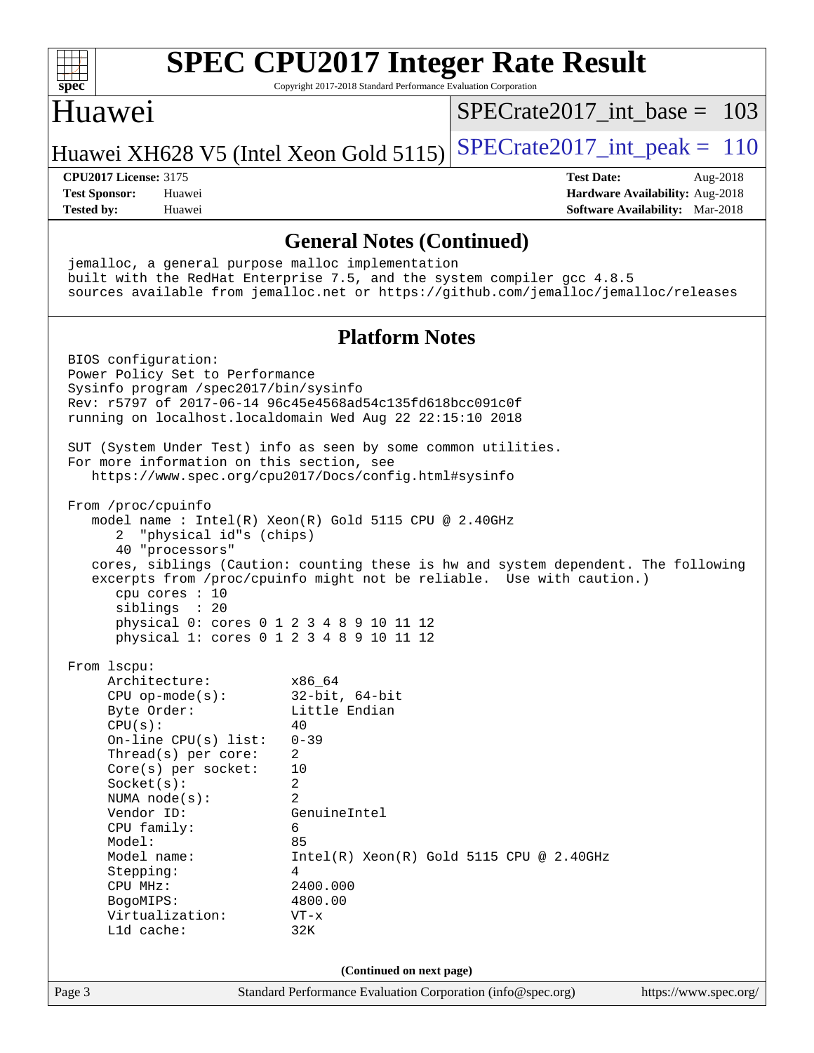# SPEC CPU2017 Integer Rate Result

Copyright 2017-2018 Standard Performance Evaluation Corporation

## Huawei

Huawei XH628 V5 (Intel Xeon Gold 5115)

SPECrate2017_int_base = 103

SPECrate2017_int_peak = 110

**CPU2017 License:** 3175
**Test Sponsor:** Huawei
**Tested by:** Huawei

**Test Date:** Aug-2018
**Hardware Availability:** Aug-2018
**Software Availability:** Mar-2018

## General Notes (Continued)

```
jemalloc, a general purpose malloc implementation
built with the RedHat Enterprise 7.5, and the system compiler gcc 4.8.5
sources available from jemalloc.net or https://github.com/jemalloc/jemalloc/releases
```

## Platform Notes

```
BIOS configuration:
Power Policy Set to Performance
Sysinfo program /spec2017/bin/sysinfo
Rev: r5797 of 2017-06-14 96c45e4568ad54c135fd618bcc091c0f
running on localhost.localdomain Wed Aug 22 22:15:10 2018

SUT (System Under Test) info as seen by some common utilities.
For more information on this section, see
   https://www.spec.org/cpu2017/Docs/config.html#sysinfo

From /proc/cpuinfo
   model name : Intel(R) Xeon(R) Gold 5115 CPU @ 2.40GHz
      2  "physical id"s (chips)
      40 "processors"
   cores, siblings (Caution: counting these is hw and system dependent. The following
   excerpts from /proc/cpuinfo might not be reliable.  Use with caution.)
      cpu cores : 10
      siblings  : 20
      physical 0: cores 0 1 2 3 4 8 9 10 11 12
      physical 1: cores 0 1 2 3 4 8 9 10 11 12

From lscpu:
     Architecture:          x86_64
     CPU op-mode(s):        32-bit, 64-bit
     Byte Order:            Little Endian
     CPU(s):                40
     On-line CPU(s) list:   0-39
     Thread(s) per core:    2
     Core(s) per socket:    10
     Socket(s):             2
     NUMA node(s):          2
     Vendor ID:             GenuineIntel
     CPU family:            6
     Model:                 85
     Model name:            Intel(R) Xeon(R) Gold 5115 CPU @ 2.40GHz
     Stepping:              4
     CPU MHz:               2400.000
     BogoMIPS:              4800.00
     Virtualization:        VT-x
     L1d cache:             32K
```

**(Continued on next page)**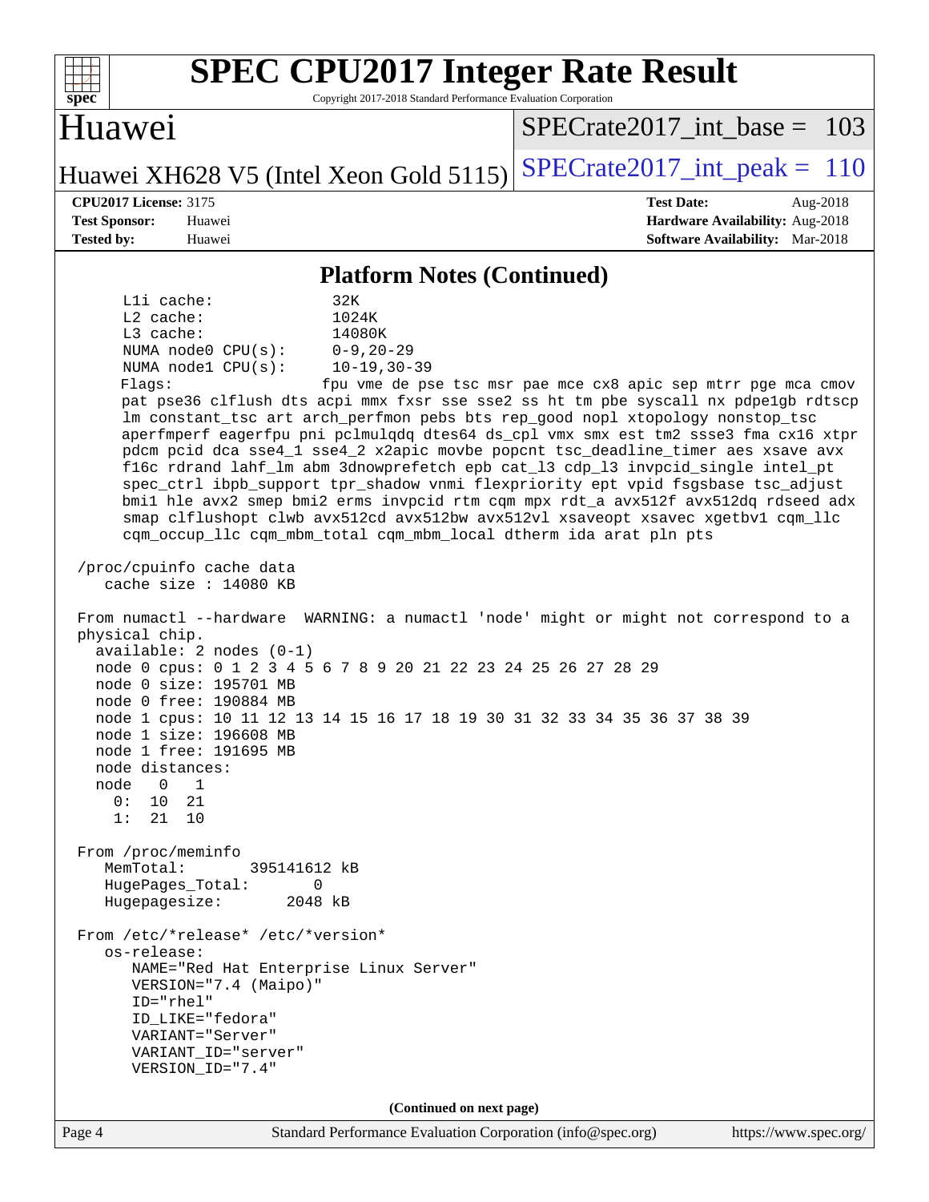## Platform Notes (Continued)

```
      L1i cache:             32K
      L2 cache:              1024K
      L3 cache:              14080K
      NUMA node0 CPU(s):     0-9,20-29
      NUMA node1 CPU(s):     10-19,30-39
      Flags:                 fpu vme de pse tsc msr pae mce cx8 apic sep mtrr pge mca cmov
       pat pse36 clflush dts acpi mmx fxsr sse sse2 ss ht tm pbe syscall nx pdpe1gb rdtscp
       lm constant_tsc art arch_perfmon pebs bts rep_good nopl xtopology nonstop_tsc
       aperfmperf eagerfpu pni pclmulqdq dtes64 ds_cpl vmx smx est tm2 ssse3 fma cx16 xtpr
       pdcm pcid dca sse4_1 sse4_2 x2apic movbe popcnt tsc_deadline_timer aes xsave avx
       f16c rdrand lahf_lm abm 3dnowprefetch epb cat_l3 cdp_l3 invpcid_single intel_pt
       spec_ctrl ibpb_support tpr_shadow vnmi flexpriority ept vpid fsgsbase tsc_adjust
       bmi1 hle avx2 smep bmi2 erms invpcid rtm cqm mpx rdt_a avx512f avx512dq rdseed adx
       smap clflushopt clwb avx512cd avx512bw avx512vl xsaveopt xsavec xgetbv1 cqm_llc
       cqm_occup_llc cqm_mbm_total cqm_mbm_local dtherm ida arat pln pts

 /proc/cpuinfo cache data
    cache size : 14080 KB

 From numactl --hardware  WARNING: a numactl 'node' might or might not correspond to a
 physical chip.
   available: 2 nodes (0-1)
   node 0 cpus: 0 1 2 3 4 5 6 7 8 9 20 21 22 23 24 25 26 27 28 29
   node 0 size: 195701 MB
   node 0 free: 190884 MB
   node 1 cpus: 10 11 12 13 14 15 16 17 18 19 30 31 32 33 34 35 36 37 38 39
   node 1 size: 196608 MB
   node 1 free: 191695 MB
   node distances:
   node   0   1
     0:  10  21
     1:  21  10

 From /proc/meminfo
    MemTotal:       395141612 kB
    HugePages_Total:       0
    Hugepagesize:       2048 kB

 From /etc/*release* /etc/*version*
    os-release:
       NAME="Red Hat Enterprise Linux Server"
       VERSION="7.4 (Maipo)"
       ID="rhel"
       ID_LIKE="fedora"
       VARIANT="Server"
       VARIANT_ID="server"
       VERSION_ID="7.4"
```

(Continued on next page)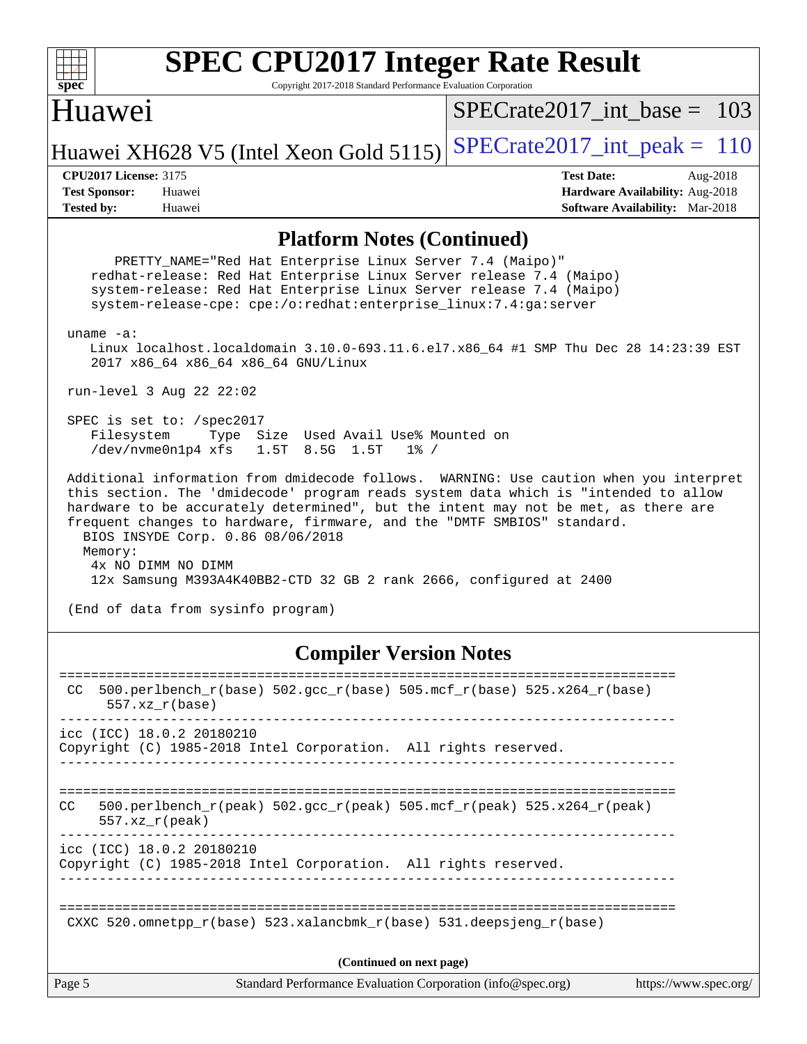## Platform Notes (Continued)

```
       PRETTY_NAME="Red Hat Enterprise Linux Server 7.4 (Maipo)"
    redhat-release: Red Hat Enterprise Linux Server release 7.4 (Maipo)
    system-release: Red Hat Enterprise Linux Server release 7.4 (Maipo)
    system-release-cpe: cpe:/o:redhat:enterprise_linux:7.4:ga:server

 uname -a:
    Linux localhost.localdomain 3.10.0-693.11.6.el7.x86_64 #1 SMP Thu Dec 28 14:23:39 EST
    2017 x86_64 x86_64 x86_64 GNU/Linux

 run-level 3 Aug 22 22:02

 SPEC is set to: /spec2017
    Filesystem     Type  Size  Used Avail Use% Mounted on
    /dev/nvme0n1p4 xfs   1.5T  8.5G  1.5T   1% /

 Additional information from dmidecode follows.  WARNING: Use caution when you interpret
 this section. The 'dmidecode' program reads system data which is "intended to allow
 hardware to be accurately determined", but the intent may not be met, as there are
 frequent changes to hardware, firmware, and the "DMTF SMBIOS" standard.
   BIOS INSYDE Corp. 0.86 08/06/2018
   Memory:
    4x NO DIMM NO DIMM
    12x Samsung M393A4K40BB2-CTD 32 GB 2 rank 2666, configured at 2400

 (End of data from sysinfo program)
```

## Compiler Version Notes

```
==============================================================================
 CC  500.perlbench_r(base) 502.gcc_r(base) 505.mcf_r(base) 525.x264_r(base)
      557.xz_r(base)
------------------------------------------------------------------------------
icc (ICC) 18.0.2 20180210
Copyright (C) 1985-2018 Intel Corporation.  All rights reserved.
------------------------------------------------------------------------------

==============================================================================
CC   500.perlbench_r(peak) 502.gcc_r(peak) 505.mcf_r(peak) 525.x264_r(peak)
     557.xz_r(peak)
------------------------------------------------------------------------------
icc (ICC) 18.0.2 20180210
Copyright (C) 1985-2018 Intel Corporation.  All rights reserved.
------------------------------------------------------------------------------

==============================================================================
 CXXC 520.omnetpp_r(base) 523.xalancbmk_r(base) 531.deepsjeng_r(base)
```

**(Continued on next page)**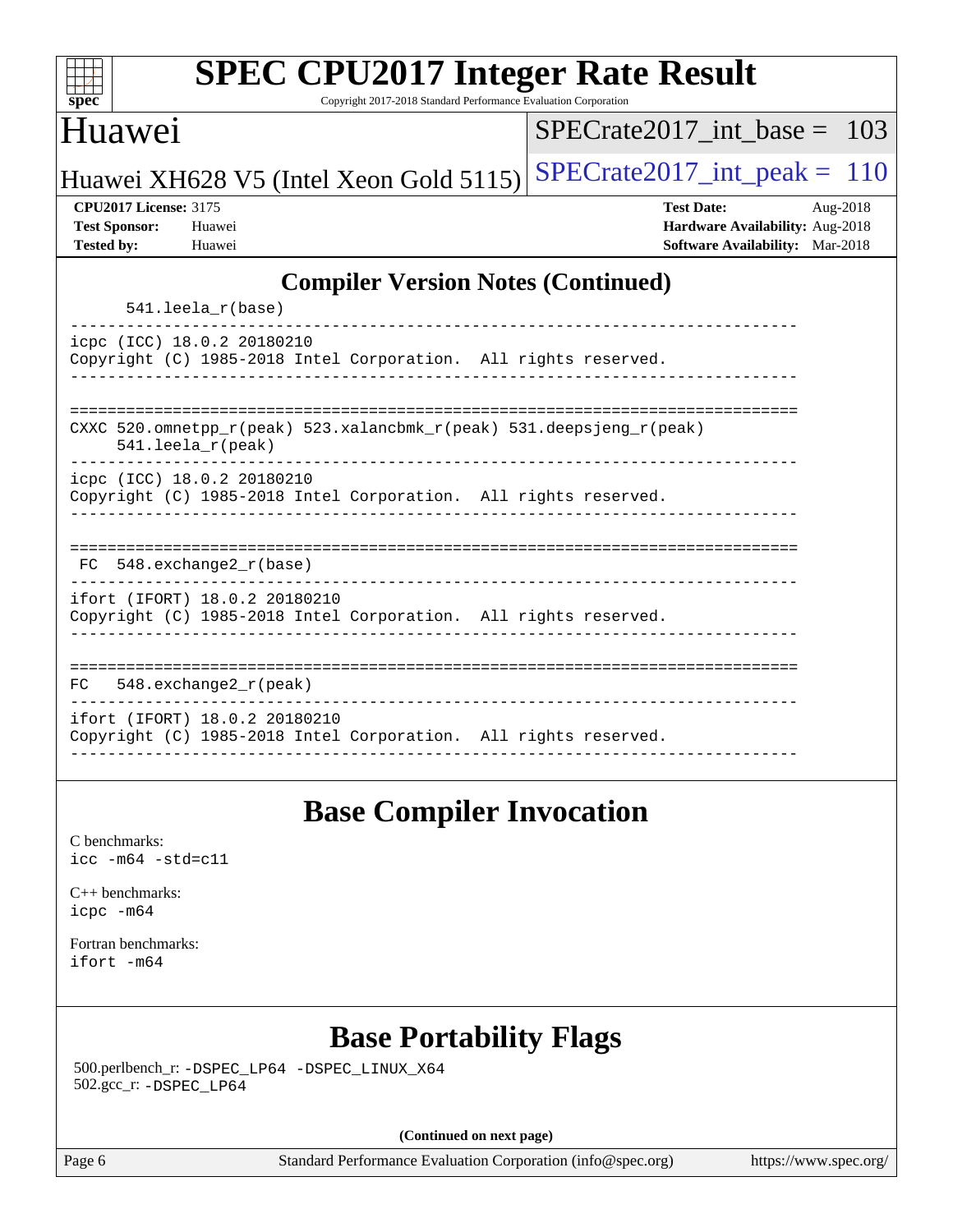## Compiler Version Notes (Continued)

```
      541.leela_r(base)
------------------------------------------------------------------------------
icpc (ICC) 18.0.2 20180210
Copyright (C) 1985-2018 Intel Corporation.  All rights reserved.
------------------------------------------------------------------------------

==============================================================================
CXXC 520.omnetpp_r(peak) 523.xalancbmk_r(peak) 531.deepsjeng_r(peak)
     541.leela_r(peak)
------------------------------------------------------------------------------
icpc (ICC) 18.0.2 20180210
Copyright (C) 1985-2018 Intel Corporation.  All rights reserved.
------------------------------------------------------------------------------

==============================================================================
 FC  548.exchange2_r(base)
------------------------------------------------------------------------------
ifort (IFORT) 18.0.2 20180210
Copyright (C) 1985-2018 Intel Corporation.  All rights reserved.
------------------------------------------------------------------------------

==============================================================================
FC   548.exchange2_r(peak)
------------------------------------------------------------------------------
ifort (IFORT) 18.0.2 20180210
Copyright (C) 1985-2018 Intel Corporation.  All rights reserved.
------------------------------------------------------------------------------
```

## Base Compiler Invocation

C benchmarks:
`icc -m64 -std=c11`

C++ benchmarks:
`icpc -m64`

Fortran benchmarks:
`ifort -m64`

## Base Portability Flags

500.perlbench_r: `-DSPEC_LP64 -DSPEC_LINUX_X64`
502.gcc_r: `-DSPEC_LP64`

**(Continued on next page)**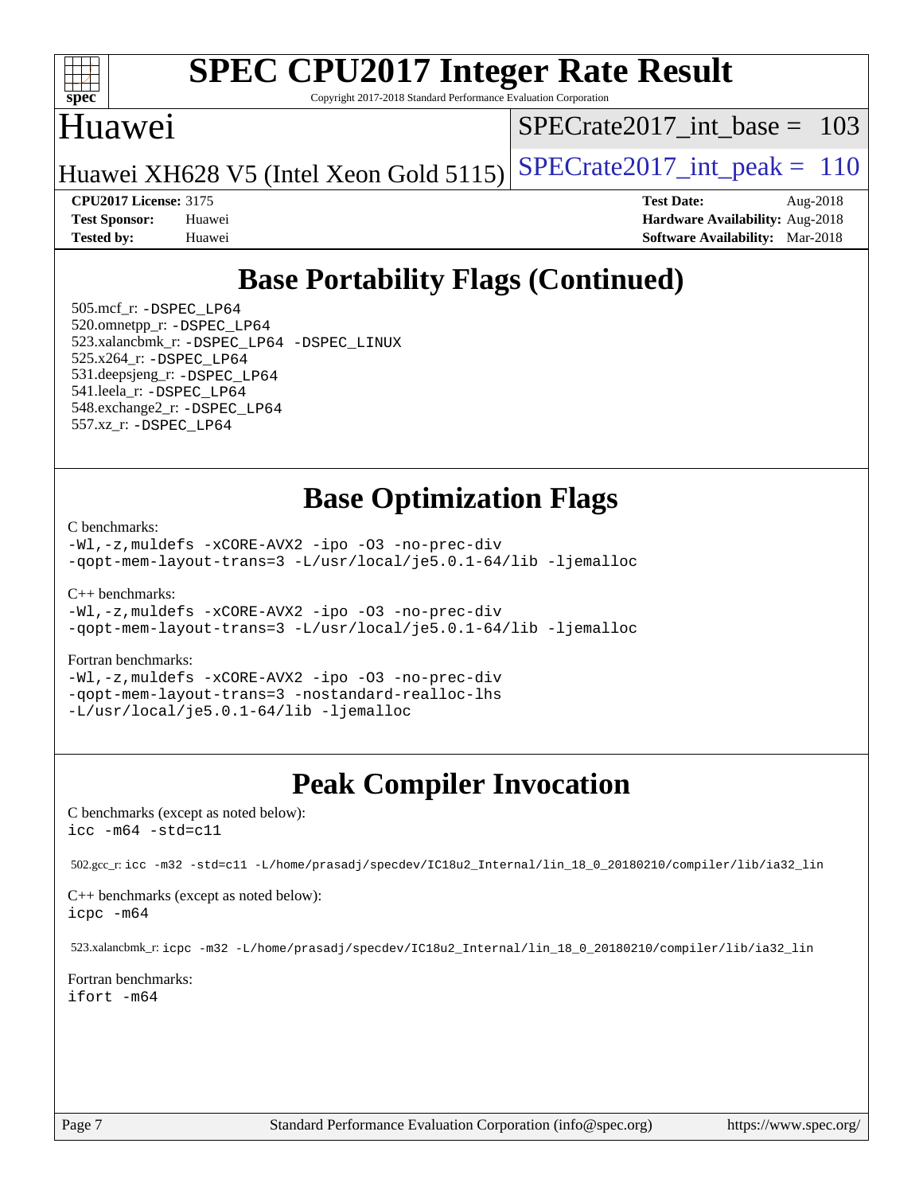## Base Portability Flags (Continued)

505.mcf_r: -DSPEC_LP64
520.omnetpp_r: -DSPEC_LP64
523.xalancbmk_r: -DSPEC_LP64 -DSPEC_LINUX
525.x264_r: -DSPEC_LP64
531.deepsjeng_r: -DSPEC_LP64
541.leela_r: -DSPEC_LP64
548.exchange2_r: -DSPEC_LP64
557.xz_r: -DSPEC_LP64

## Base Optimization Flags

C benchmarks:

```
-Wl,-z,muldefs -xCORE-AVX2 -ipo -O3 -no-prec-div
-qopt-mem-layout-trans=3 -L/usr/local/je5.0.1-64/lib -ljemalloc
```

C++ benchmarks:

```
-Wl,-z,muldefs -xCORE-AVX2 -ipo -O3 -no-prec-div
-qopt-mem-layout-trans=3 -L/usr/local/je5.0.1-64/lib -ljemalloc
```

Fortran benchmarks:

```
-Wl,-z,muldefs -xCORE-AVX2 -ipo -O3 -no-prec-div
-qopt-mem-layout-trans=3 -nostandard-realloc-lhs
-L/usr/local/je5.0.1-64/lib -ljemalloc
```

## Peak Compiler Invocation

C benchmarks (except as noted below):

```
icc -m64 -std=c11
```

502.gcc_r: icc -m32 -std=c11 -L/home/prasadj/specdev/IC18u2_Internal/lin_18_0_20180210/compiler/lib/ia32_lin

C++ benchmarks (except as noted below):

```
icpc -m64
```

523.xalancbmk_r: icpc -m32 -L/home/prasadj/specdev/IC18u2_Internal/lin_18_0_20180210/compiler/lib/ia32_lin

Fortran benchmarks:

```
ifort -m64
```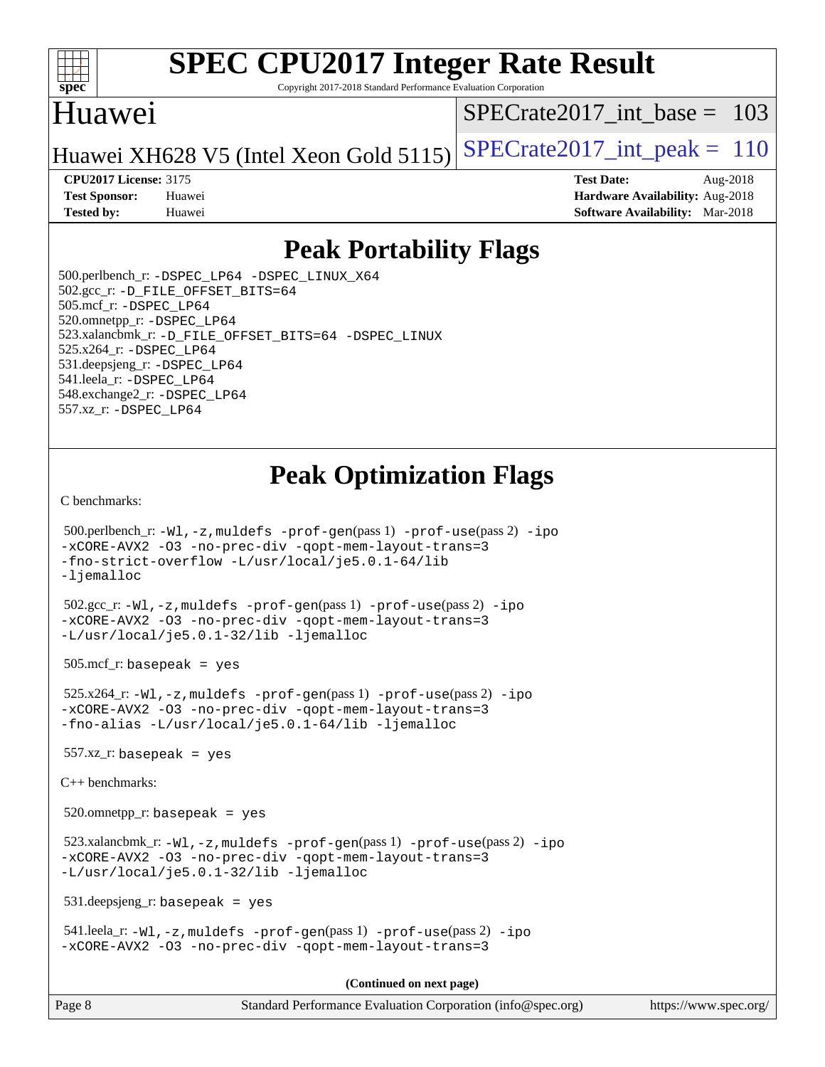# Peak Portability Flags

500.perlbench_r: -DSPEC_LP64 -DSPEC_LINUX_X64
502.gcc_r: -D_FILE_OFFSET_BITS=64
505.mcf_r: -DSPEC_LP64
520.omnetpp_r: -DSPEC_LP64
523.xalancbmk_r: -D_FILE_OFFSET_BITS=64 -DSPEC_LINUX
525.x264_r: -DSPEC_LP64
531.deepsjeng_r: -DSPEC_LP64
541.leela_r: -DSPEC_LP64
548.exchange2_r: -DSPEC_LP64
557.xz_r: -DSPEC_LP64

# Peak Optimization Flags

C benchmarks:

500.perlbench_r: -Wl,-z,muldefs -prof-gen(pass 1) -prof-use(pass 2) -ipo -xCORE-AVX2 -O3 -no-prec-div -qopt-mem-layout-trans=3 -fno-strict-overflow -L/usr/local/je5.0.1-64/lib -ljemalloc

502.gcc_r: -Wl,-z,muldefs -prof-gen(pass 1) -prof-use(pass 2) -ipo -xCORE-AVX2 -O3 -no-prec-div -qopt-mem-layout-trans=3 -L/usr/local/je5.0.1-32/lib -ljemalloc

505.mcf_r: basepeak = yes

525.x264_r: -Wl,-z,muldefs -prof-gen(pass 1) -prof-use(pass 2) -ipo -xCORE-AVX2 -O3 -no-prec-div -qopt-mem-layout-trans=3 -fno-alias -L/usr/local/je5.0.1-64/lib -ljemalloc

557.xz_r: basepeak = yes

C++ benchmarks:

520.omnetpp_r: basepeak = yes

523.xalancbmk_r: -Wl,-z,muldefs -prof-gen(pass 1) -prof-use(pass 2) -ipo -xCORE-AVX2 -O3 -no-prec-div -qopt-mem-layout-trans=3 -L/usr/local/je5.0.1-32/lib -ljemalloc

531.deepsjeng_r: basepeak = yes

541.leela_r: -Wl,-z,muldefs -prof-gen(pass 1) -prof-use(pass 2) -ipo -xCORE-AVX2 -O3 -no-prec-div -qopt-mem-layout-trans=3

**(Continued on next page)**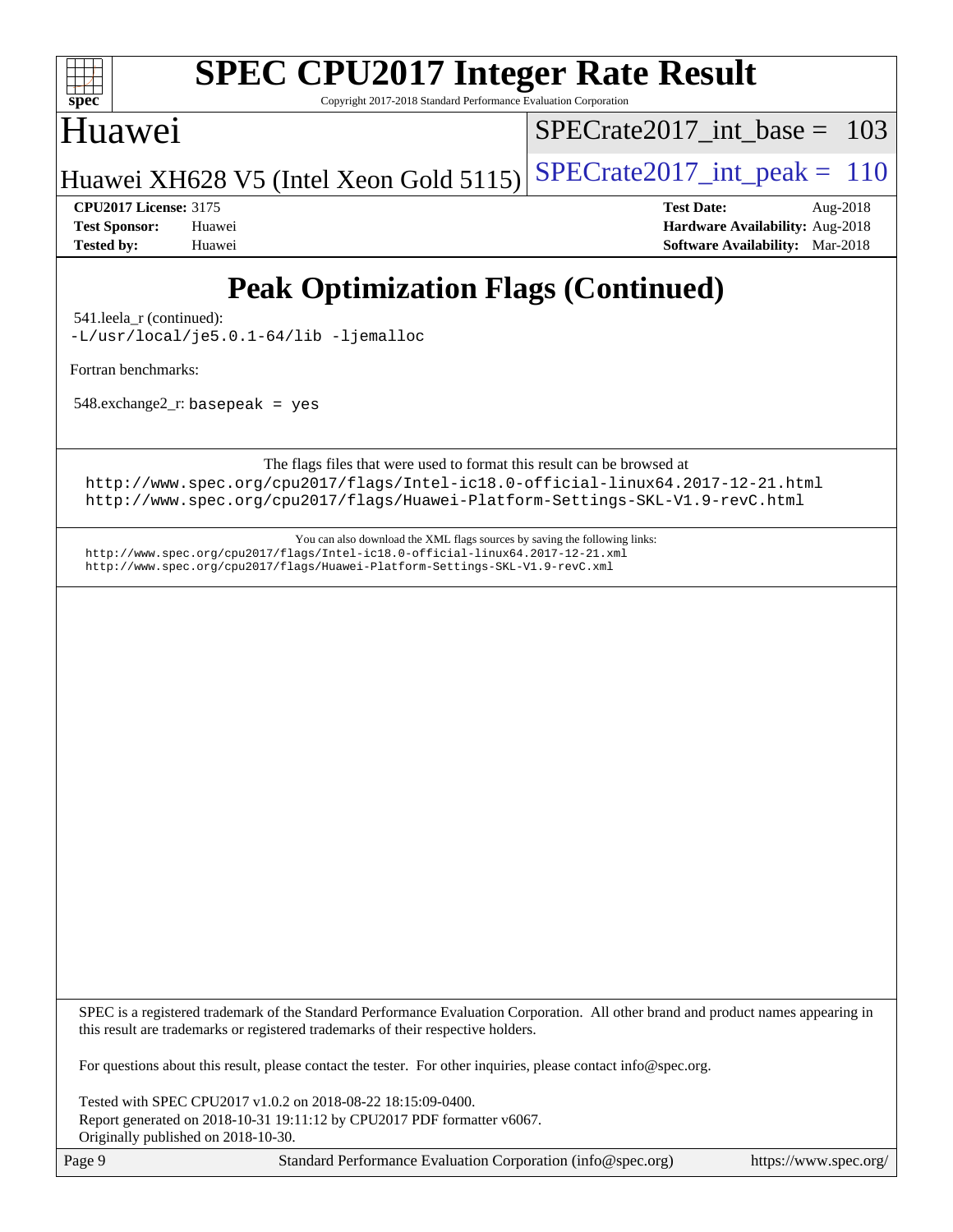# Peak Optimization Flags (Continued)

541.leela_r (continued):
-L/usr/local/je5.0.1-64/lib -ljemalloc

Fortran benchmarks:

548.exchange2_r: basepeak = yes

The flags files that were used to format this result can be browsed at
http://www.spec.org/cpu2017/flags/Intel-ic18.0-official-linux64.2017-12-21.html
http://www.spec.org/cpu2017/flags/Huawei-Platform-Settings-SKL-V1.9-revC.html

You can also download the XML flags sources by saving the following links:
http://www.spec.org/cpu2017/flags/Intel-ic18.0-official-linux64.2017-12-21.xml
http://www.spec.org/cpu2017/flags/Huawei-Platform-Settings-SKL-V1.9-revC.xml

SPEC is a registered trademark of the Standard Performance Evaluation Corporation. All other brand and product names appearing in this result are trademarks or registered trademarks of their respective holders.

For questions about this result, please contact the tester. For other inquiries, please contact info@spec.org.

Tested with SPEC CPU2017 v1.0.2 on 2018-08-22 18:15:09-0400.
Report generated on 2018-10-31 19:11:12 by CPU2017 PDF formatter v6067.
Originally published on 2018-10-30.